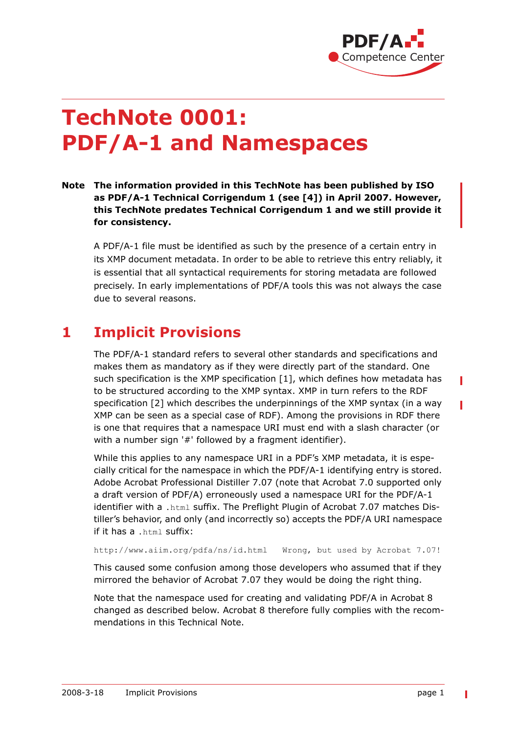# TechNote 0001: PDF/A-1 and Namespaces

**Note The information provided in this TechNote has been published by ISO as PDF/A-1 Technical Corrigendum 1 (see [4]) in April 2007. However, this TechNote predates Technical Corrigendum 1 and we still provide it for consistency.**

A PDF/A-1 file must be identified as such by the presence of a certain entry in its XMP document metadata. In order to be able to retrieve this entry reliably, it is essential that all syntactical requirements for storing metadata are followed precisely. In early implementations of PDF/A tools this was not always the case due to several reasons.

## 1 Implicit Provisions

The PDF/A-1 standard refers to several other standards and specifications and makes them as mandatory as if they were directly part of the standard. One such specification is the XMP specification [1], which defines how metadata has to be structured according to the XMP syntax. XMP in turn refers to the RDF specification [2] which describes the underpinnings of the XMP syntax (in a way XMP can be seen as a special case of RDF). Among the provisions in RDF there is one that requires that a namespace URI must end with a slash character (or with a number sign '#' followed by a fragment identifier).

While this applies to any namespace URI in a PDF's XMP metadata, it is especially critical for the namespace in which the PDF/A-1 identifying entry is stored. Adobe Acrobat Professional Distiller 7.07 (note that Acrobat 7.0 supported only a draft version of PDF/A) erroneously used a namespace URI for the PDF/A-1 identifier with a `.html` suffix. The Preflight Plugin of Acrobat 7.07 matches Distiller's behavior, and only (and incorrectly so) accepts the PDF/A URI namespace if it has a `.html` suffix:

```
http://www.aiim.org/pdfa/ns/id.html   Wrong, but used by Acrobat 7.07!
```

This caused some confusion among those developers who assumed that if they mirrored the behavior of Acrobat 7.07 they would be doing the right thing.

Note that the namespace used for creating and validating PDF/A in Acrobat 8 changed as described below. Acrobat 8 therefore fully complies with the recommendations in this Technical Note.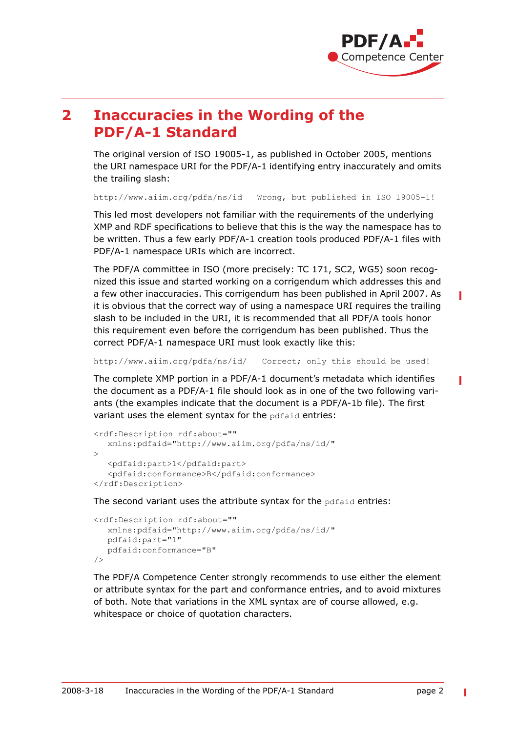# 2 Inaccuracies in the Wording of the PDF/A-1 Standard

The original version of ISO 19005-1, as published in October 2005, mentions the URI namespace URI for the PDF/A-1 identifying entry inaccurately and omits the trailing slash:

```
http://www.aiim.org/pdfa/ns/id   Wrong, but published in ISO 19005-1!
```

This led most developers not familiar with the requirements of the underlying XMP and RDF specifications to believe that this is the way the namespace has to be written. Thus a few early PDF/A-1 creation tools produced PDF/A-1 files with PDF/A-1 namespace URIs which are incorrect.

The PDF/A committee in ISO (more precisely: TC 171, SC2, WG5) soon recognized this issue and started working on a corrigendum which addresses this and a few other inaccuracies. This corrigendum has been published in April 2007. As it is obvious that the correct way of using a namespace URI requires the trailing slash to be included in the URI, it is recommended that all PDF/A tools honor this requirement even before the corrigendum has been published. Thus the correct PDF/A-1 namespace URI must look exactly like this:

```
http://www.aiim.org/pdfa/ns/id/   Correct; only this should be used!
```

The complete XMP portion in a PDF/A-1 document's metadata which identifies the document as a PDF/A-1 file should look as in one of the two following variants (the examples indicate that the document is a PDF/A-1b file). The first variant uses the element syntax for the `pdfaid` entries:

```
<rdf:Description rdf:about=""
   xmlns:pdfaid="http://www.aiim.org/pdfa/ns/id/"
>
   <pdfaid:part>1</pdfaid:part>
   <pdfaid:conformance>B</pdfaid:conformance>
</rdf:Description>
```

The second variant uses the attribute syntax for the `pdfaid` entries:

```
<rdf:Description rdf:about=""
   xmlns:pdfaid="http://www.aiim.org/pdfa/ns/id/"
   pdfaid:part="1"
   pdfaid:conformance="B"
/>
```

The PDF/A Competence Center strongly recommends to use either the element or attribute syntax for the part and conformance entries, and to avoid mixtures of both. Note that variations in the XML syntax are of course allowed, e.g. whitespace or choice of quotation characters.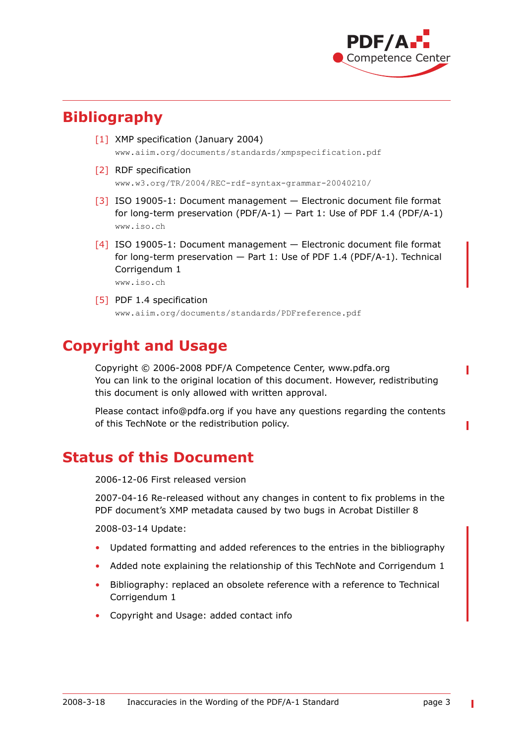## Bibliography

[1] XMP specification (January 2004)
`www.aiim.org/documents/standards/xmpspecification.pdf`

[2] RDF specification
`www.w3.org/TR/2004/REC-rdf-syntax-grammar-20040210/`

[3] ISO 19005-1: Document management — Electronic document file format for long-term preservation (PDF/A-1) — Part 1: Use of PDF 1.4 (PDF/A-1)
`www.iso.ch`

[4] ISO 19005-1: Document management — Electronic document file format for long-term preservation — Part 1: Use of PDF 1.4 (PDF/A-1). Technical Corrigendum 1
`www.iso.ch`

[5] PDF 1.4 specification
`www.aiim.org/documents/standards/PDFreference.pdf`

## Copyright and Usage

Copyright © 2006-2008 PDF/A Competence Center, www.pdfa.org
You can link to the original location of this document. However, redistributing this document is only allowed with written approval.

Please contact info@pdfa.org if you have any questions regarding the contents of this TechNote or the redistribution policy.

## Status of this Document

2006-12-06 First released version

2007-04-16 Re-released without any changes in content to fix problems in the PDF document's XMP metadata caused by two bugs in Acrobat Distiller 8

2008-03-14 Update:

- Updated formatting and added references to the entries in the bibliography
- Added note explaining the relationship of this TechNote and Corrigendum 1
- Bibliography: replaced an obsolete reference with a reference to Technical Corrigendum 1
- Copyright and Usage: added contact info